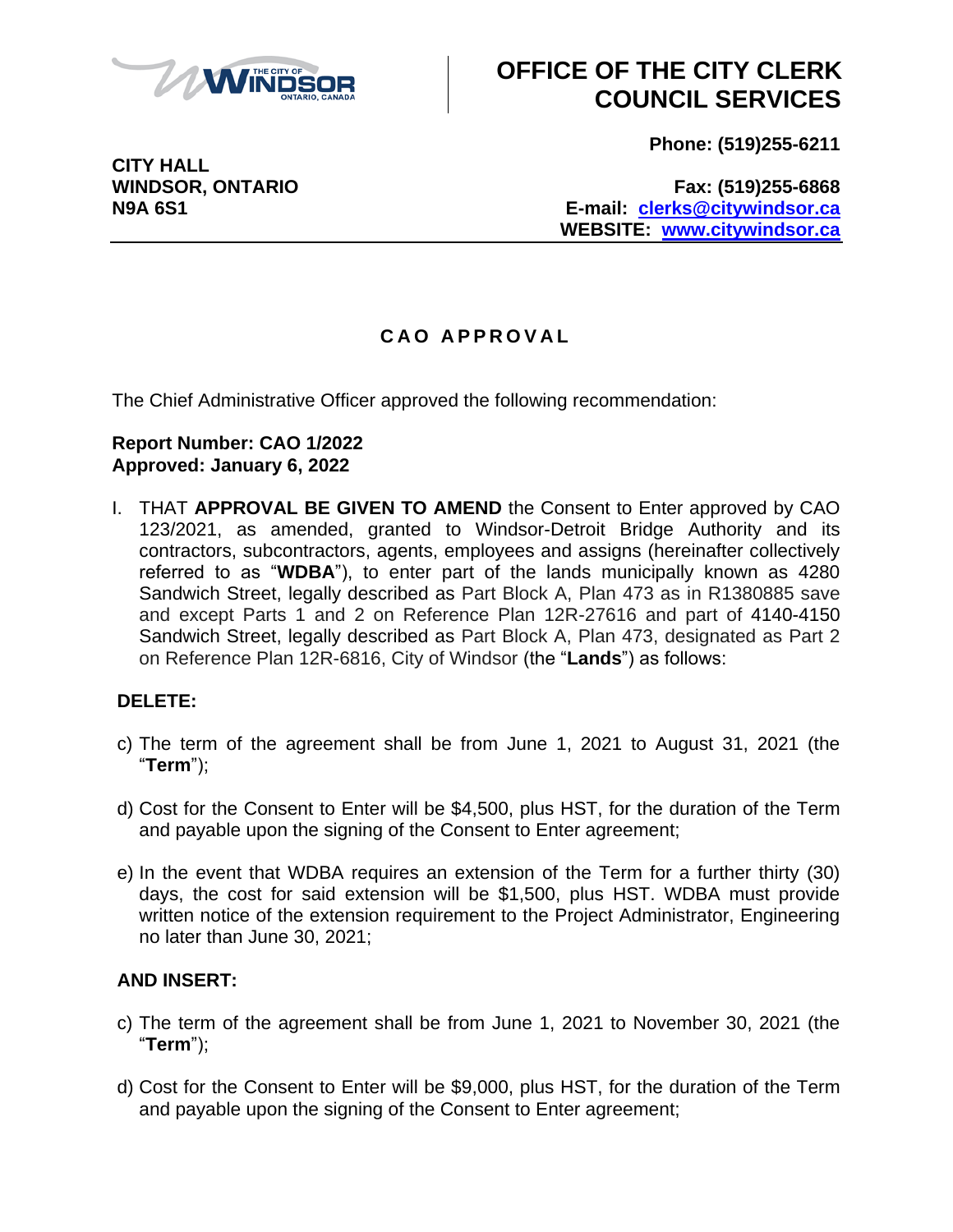# OFFICE OF THE CITY CLERK COUNCIL SERVICES

**Phone: (519)255-6211**

**CITY HALL**
**WINDSOR, ONTARIO**
**N9A 6S1**

**Fax: (519)255-6868**
**E-mail: clerks@citywindsor.ca**
**WEBSITE: www.citywindsor.ca**

## CAO APPROVAL

The Chief Administrative Officer approved the following recommendation:

**Report Number: CAO 1/2022**
**Approved: January 6, 2022**

I. THAT **APPROVAL BE GIVEN TO AMEND** the Consent to Enter approved by CAO 123/2021, as amended, granted to Windsor-Detroit Bridge Authority and its contractors, subcontractors, agents, employees and assigns (hereinafter collectively referred to as "**WDBA**"), to enter part of the lands municipally known as 4280 Sandwich Street, legally described as Part Block A, Plan 473 as in R1380885 save and except Parts 1 and 2 on Reference Plan 12R-27616 and part of 4140-4150 Sandwich Street, legally described as Part Block A, Plan 473, designated as Part 2 on Reference Plan 12R-6816, City of Windsor (the "**Lands**") as follows:

**DELETE:**

c) The term of the agreement shall be from June 1, 2021 to August 31, 2021 (the "**Term**");

d) Cost for the Consent to Enter will be $4,500, plus HST, for the duration of the Term and payable upon the signing of the Consent to Enter agreement;

e) In the event that WDBA requires an extension of the Term for a further thirty (30) days, the cost for said extension will be $1,500, plus HST. WDBA must provide written notice of the extension requirement to the Project Administrator, Engineering no later than June 30, 2021;

**AND INSERT:**

c) The term of the agreement shall be from June 1, 2021 to November 30, 2021 (the "**Term**");

d) Cost for the Consent to Enter will be $9,000, plus HST, for the duration of the Term and payable upon the signing of the Consent to Enter agreement;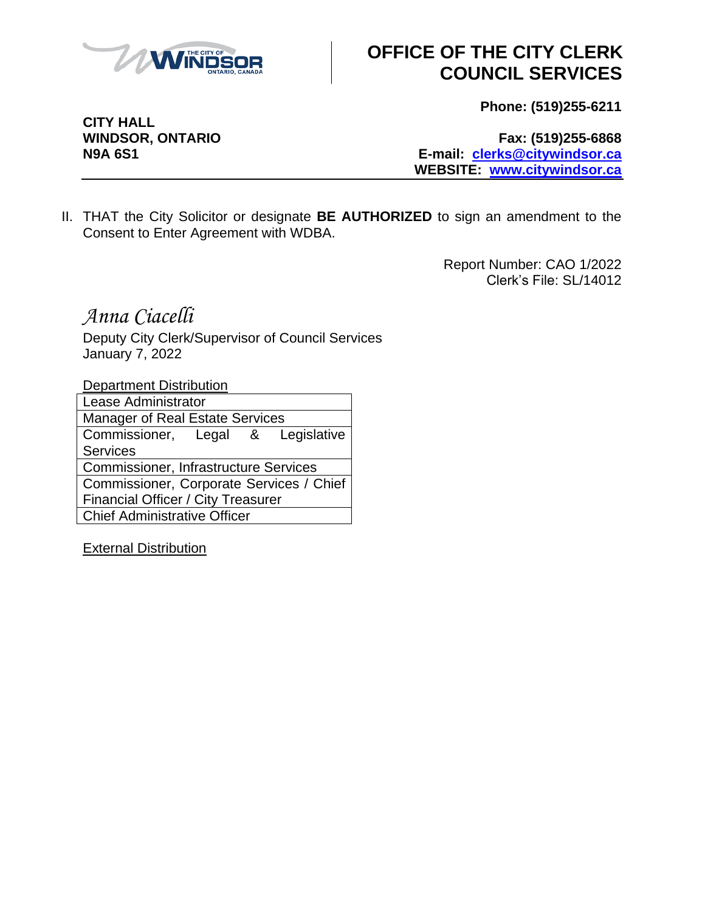**OFFICE OF THE CITY CLERK**
**COUNCIL SERVICES**

**Phone: (519)255-6211**

**CITY HALL**
**WINDSOR, ONTARIO**
**N9A 6S1**

**Fax: (519)255-6868**
**E-mail: clerks@citywindsor.ca**
**WEBSITE: www.citywindsor.ca**

II. THAT the City Solicitor or designate **BE AUTHORIZED** to sign an amendment to the Consent to Enter Agreement with WDBA.

Report Number: CAO 1/2022
Clerk's File: SL/14012

*Anna Ciacelli*
Deputy City Clerk/Supervisor of Council Services
January 7, 2022

Department Distribution

| |
|---|
| Lease Administrator |
| Manager of Real Estate Services |
| Commissioner, Legal & Legislative Services |
| Commissioner, Infrastructure Services |
| Commissioner, Corporate Services / Chief Financial Officer / City Treasurer |
| Chief Administrative Officer |

External Distribution